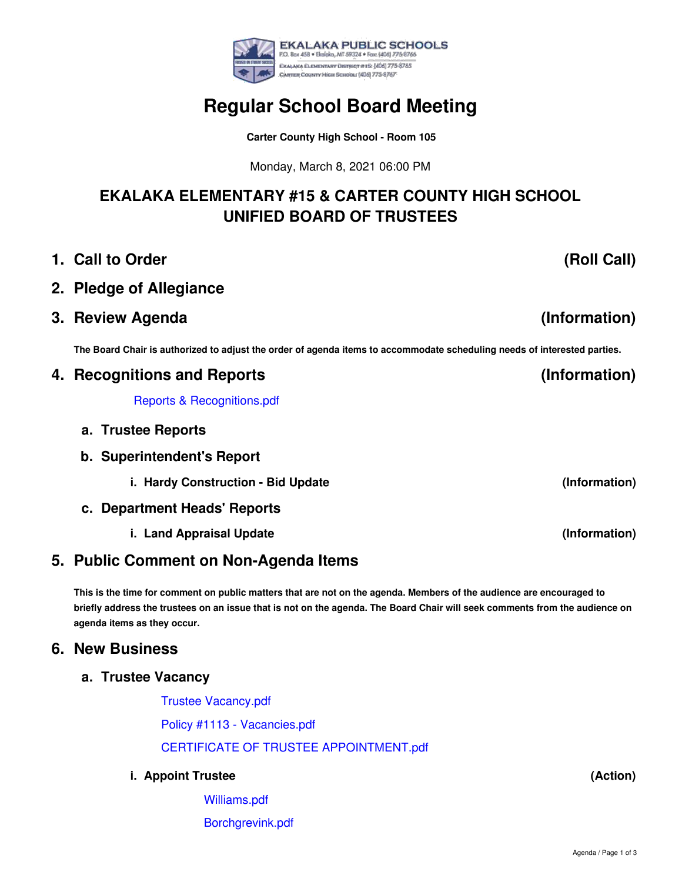EKALAKA PUBLIC SCHOOLS
P.O. Box 458 • Ekalaka, MT 59324 • Fax: (406) 775-8766
Ekalaka Elementary District #15: (406) 775-8765
Carter County High School: (406) 775-8767

# Regular School Board Meeting

**Carter County High School - Room 105**

Monday, March 8, 2021 06:00 PM

## EKALAKA ELEMENTARY #15 & CARTER COUNTY HIGH SCHOOL UNIFIED BOARD OF TRUSTEES

## 1. Call to Order (Roll Call)

## 2. Pledge of Allegiance

## 3. Review Agenda (Information)

**The Board Chair is authorized to adjust the order of agenda items to accommodate scheduling needs of interested parties.**

## 4. Recognitions and Reports (Information)

Reports & Recognitions.pdf

### a. Trustee Reports

### b. Superintendent's Report

**i. Hardy Construction - Bid Update (Information)**

### c. Department Heads' Reports

**i. Land Appraisal Update (Information)**

## 5. Public Comment on Non-Agenda Items

**This is the time for comment on public matters that are not on the agenda. Members of the audience are encouraged to briefly address the trustees on an issue that is not on the agenda. The Board Chair will seek comments from the audience on agenda items as they occur.**

## 6. New Business

### a. Trustee Vacancy

Trustee Vacancy.pdf

Policy #1113 - Vacancies.pdf

CERTIFICATE OF TRUSTEE APPOINTMENT.pdf

**i. Appoint Trustee (Action)**

Williams.pdf

Borchgrevink.pdf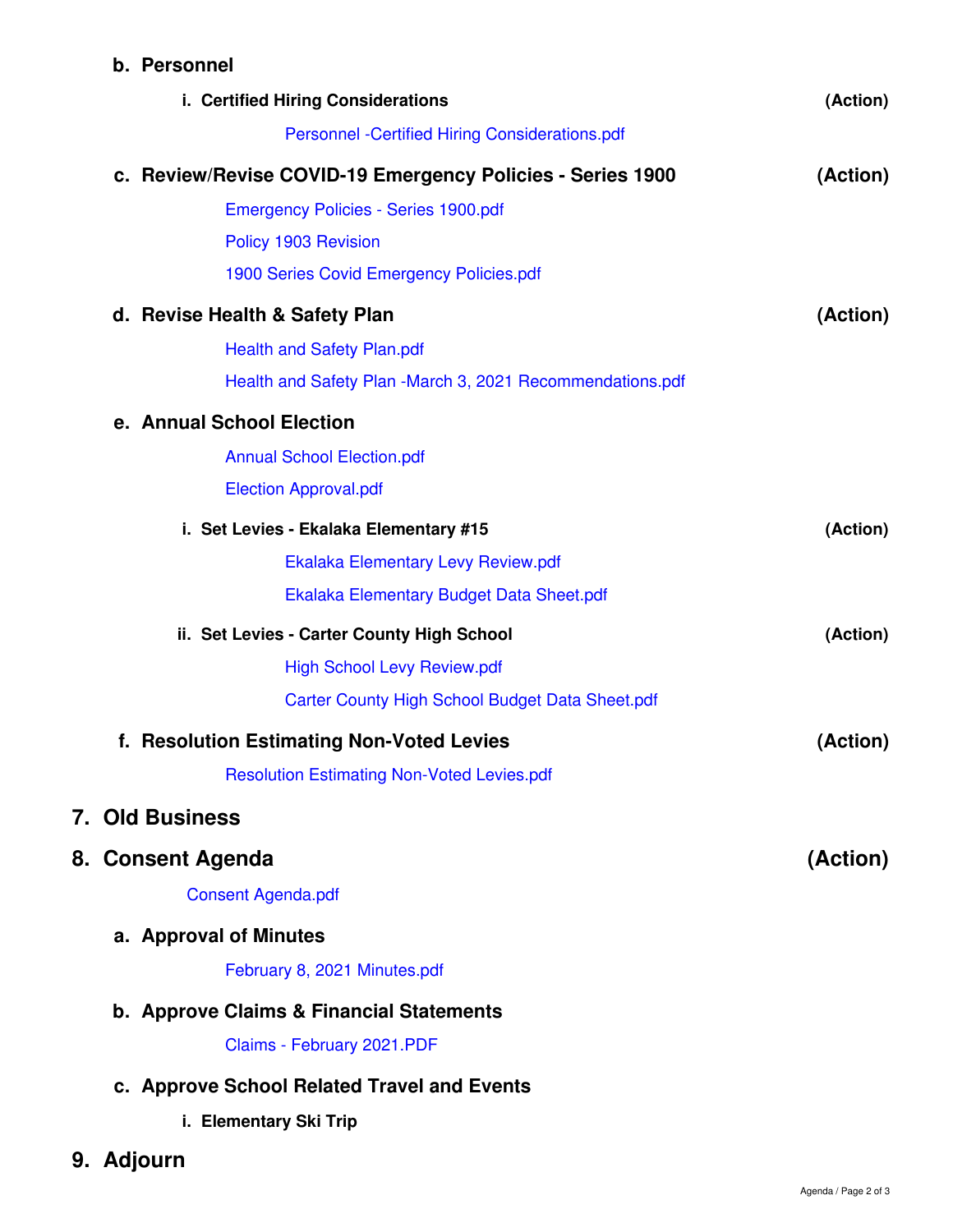### b. Personnel

#### i. Certified Hiring Considerations (Action)

Personnel -Certified Hiring Considerations.pdf

### c. Review/Revise COVID-19 Emergency Policies - Series 1900 (Action)

Emergency Policies - Series 1900.pdf

Policy 1903 Revision

1900 Series Covid Emergency Policies.pdf

### d. Revise Health & Safety Plan (Action)

Health and Safety Plan.pdf

Health and Safety Plan -March 3, 2021 Recommendations.pdf

### e. Annual School Election

Annual School Election.pdf

Election Approval.pdf

#### i. Set Levies - Ekalaka Elementary #15 (Action)

Ekalaka Elementary Levy Review.pdf

Ekalaka Elementary Budget Data Sheet.pdf

#### ii. Set Levies - Carter County High School (Action)

High School Levy Review.pdf

Carter County High School Budget Data Sheet.pdf

### f. Resolution Estimating Non-Voted Levies (Action)

Resolution Estimating Non-Voted Levies.pdf

## 7. Old Business

## 8. Consent Agenda (Action)

Consent Agenda.pdf

### a. Approval of Minutes

February 8, 2021 Minutes.pdf

### b. Approve Claims & Financial Statements

Claims - February 2021.PDF

### c. Approve School Related Travel and Events

#### i. Elementary Ski Trip

## 9. Adjourn